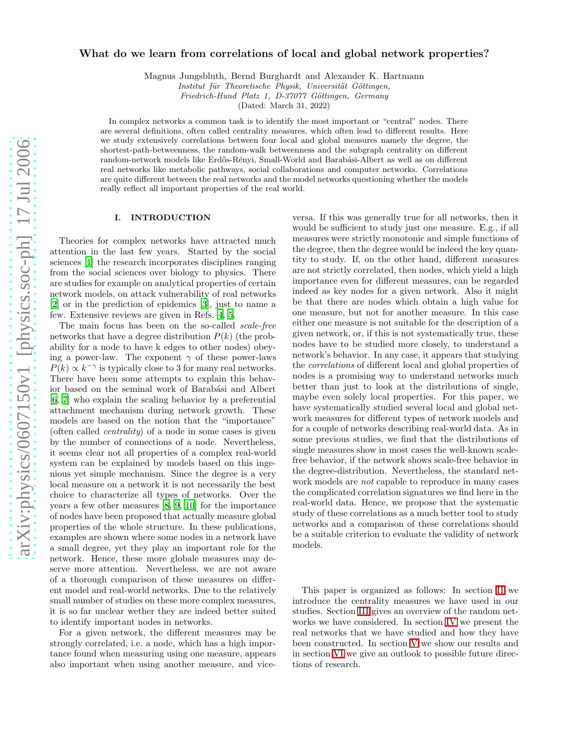# What do we learn from correlations of local and global network properties?

Magnus Jungsbluth, Bernd Burghardt and Alexander K. Hartmann

*Institut für Theoretische Physik, Universität Göttingen,*
*Friedrich-Hund Platz 1, D-37077 Göttingen, Germany*

(Dated: March 31, 2022)

In complex networks a common task is to identify the most important or "central" nodes. There are several definitions, often called centrality measures, which often lead to different results. Here we study extensively correlations between four local and global measures namely the degree, the shortest-path-betweenness, the random-walk betweenness and the subgraph centrality on different random-network models like Erdős-Rényi, Small-World and Barabási-Albert as well as on different real networks like metabolic pathways, social collaborations and computer networks. Correlations are quite different between the real networks and the model networks questioning whether the models really reflect all important properties of the real world.

## I. INTRODUCTION

Theories for complex networks have attracted much attention in the last few years. Started by the social sciences [1] the research incorporates disciplines ranging from the social sciences over biology to physics. There are studies for example on analytical properties of certain network models, on attack vulnerability of real networks [2] or in the prediction of epidemics [3], just to name a few. Extensive reviews are given in Refs. [4, 5].

The main focus has been on the so-called *scale-free* networks that have a degree distribution $P(k)$ (the probability for a node to have k edges to other nodes) obeying a power-law. The exponent $\gamma$ of these power-laws $P(k) \propto k^{-\gamma}$ is typically close to 3 for many real networks. There have been some attempts to explain this behavior based on the seminal work of Barabási and Albert [6, 7] who explain the scaling behavior by a preferential attachment mechanism during network growth. These models are based on the notion that the "importance" (often called *centrality*) of a node in some cases is given by the number of connections of a node. Nevertheless, it seems clear not all properties of a complex real-world system can be explained by models based on this ingenious yet simple mechanism. Since the degree is a very local measure on a network it is not necessarily the best choice to characterize all types of networks. Over the years a few other measures [8, 9, 10] for the importance of nodes have been proposed that actually measure global properties of the whole structure. In these publications, examples are shown where some nodes in a network have a small degree, yet they play an important role for the network. Hence, these more globale measures may deserve more attention. Nevertheless, we are not aware of a thorough comparison of these measures on different model and real-world networks. Due to the relatively small number of studies on these more complex measures, it is so far unclear wether they are indeed better suited to identify important nodes in networks.

For a given network, the different measures may be strongly correlated, i.e. a node, which has a high importance found when measuring using one measure, appears also important when using another measure, and vice-versa. If this was generally true for all networks, then it would be sufficient to study just one measure. E.g., if all measures were strictly monotonic and simple functions of the degree, then the degree would be indeed the key quantity to study. If, on the other hand, different measures are not strictly correlated, then nodes, which yield a high importance even for different measures, can be regarded indeed as key nodes for a given network. Also it might be that there are nodes which obtain a high value for one measure, but not for another measure. In this case either one measure is not suitable for the description of a given network, or, if this is not systematically true, these nodes have to be studied more closely, to understand a network's behavior. In any case, it appears that studying the *correlations* of different local and global properties of nodes is a promising way to understand networks much better than just to look at the distributions of single, maybe even solely local properties. For this paper, we have systematically studied several local and global network measures for different types of network models and for a couple of networks describing real-world data. As in some previous studies, we find that the distributions of single measures show in most cases the well-known scale-free behavior, if the network shows scale-free behavior in the degree-distribution. Nevertheless, the standard network models are *not* capable to reproduce in many cases the complicated correlation signatures we find here in the real-world data. Hence, we propose that the systematic study of these correlations as a much better tool to study networks and a comparison of these correlations should be a suitable criterion to evaluate the validity of network models.

This paper is organized as follows: In section II we introduce the centrality measures we have used in our studies. Section III gives an overview of the random networks we have considered. In section IV we present the real networks that we have studied and how they have been constructed. In section V we show our results and in section VI we give an outlook to possible future directions of research.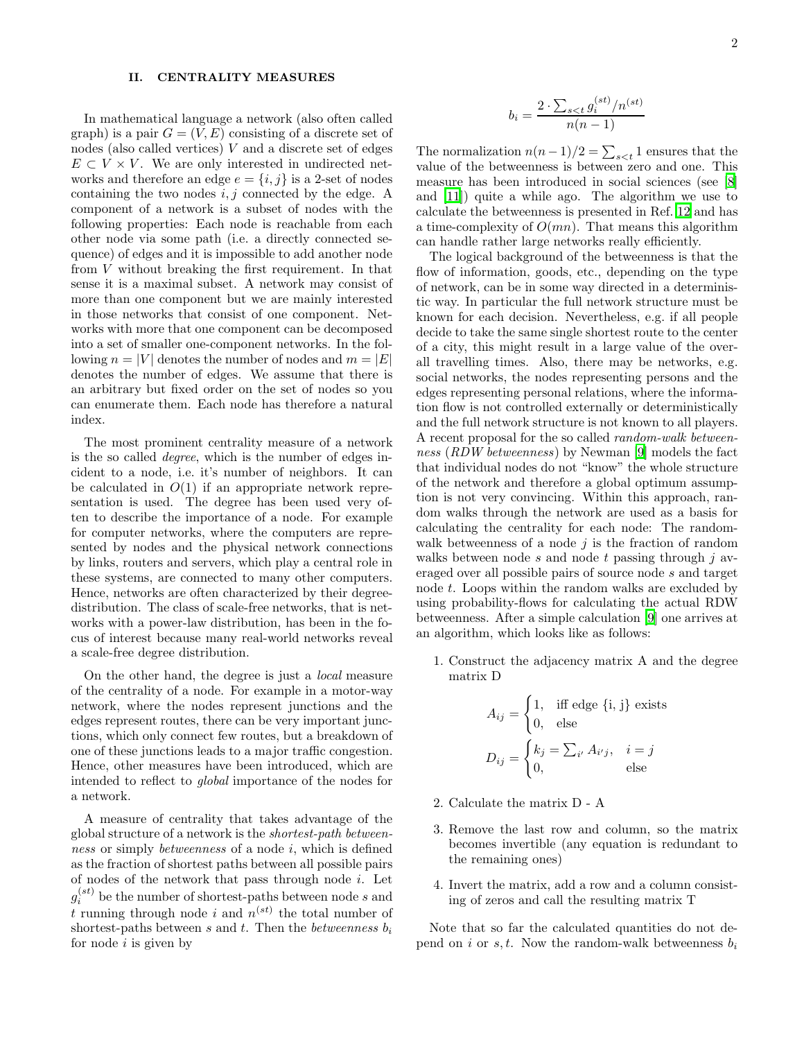## II. CENTRALITY MEASURES

In mathematical language a network (also often called graph) is a pair $G = (V, E)$ consisting of a discrete set of nodes (also called vertices) $V$ and a discrete set of edges $E \subset V \times V$. We are only interested in undirected networks and therefore an edge $e = \{i, j\}$ is a 2-set of nodes containing the two nodes $i, j$ connected by the edge. A component of a network is a subset of nodes with the following properties: Each node is reachable from each other node via some path (i.e. a directly connected sequence) of edges and it is impossible to add another node from $V$ without breaking the first requirement. In that sense it is a maximal subset. A network may consist of more than one component but we are mainly interested in those networks that consist of one component. Networks with more that one component can be decomposed into a set of smaller one-component networks. In the following $n = |V|$ denotes the number of nodes and $m = |E|$ denotes the number of edges. We assume that there is an arbitrary but fixed order on the set of nodes so you can enumerate them. Each node has therefore a natural index.

The most prominent centrality measure of a network is the so called *degree*, which is the number of edges incident to a node, i.e. it's number of neighbors. It can be calculated in $O(1)$ if an appropriate network representation is used. The degree has been used very often to describe the importance of a node. For example for computer networks, where the computers are represented by nodes and the physical network connections by links, routers and servers, which play a central role in these systems, are connected to many other computers. Hence, networks are often characterized by their degree-distribution. The class of scale-free networks, that is networks with a power-law distribution, has been in the focus of interest because many real-world networks reveal a scale-free degree distribution.

On the other hand, the degree is just a *local* measure of the centrality of a node. For example in a motor-way network, where the nodes represent junctions and the edges represent routes, there can be very important junctions, which only connect few routes, but a breakdown of one of these junctions leads to a major traffic congestion. Hence, other measures have been introduced, which are intended to reflect to *global* importance of the nodes for a network.

A measure of centrality that takes advantage of the global structure of a network is the *shortest-path betweenness* or simply *betweenness* of a node $i$, which is defined as the fraction of shortest paths between all possible pairs of nodes of the network that pass through node $i$. Let $g_i^{(st)}$ be the number of shortest-paths between node $s$ and $t$ running through node $i$ and $n^{(st)}$ the total number of shortest-paths between $s$ and $t$. Then the *betweenness* $b_i$ for node $i$ is given by

$$b_i = \frac{2 \cdot \sum_{s<t} g_i^{(st)} / n^{(st)}}{n(n-1)}$$

The normalization $n(n-1)/2 = \sum_{s<t} 1$ ensures that the value of the betweenness is between zero and one. This measure has been introduced in social sciences (see [8] and [11]) quite a while ago. The algorithm we use to calculate the betweenness is presented in Ref. [12] and has a time-complexity of $O(mn)$. That means this algorithm can handle rather large networks really efficiently.

The logical background of the betweenness is that the flow of information, goods, etc., depending on the type of network, can be in some way directed in a deterministic way. In particular the full network structure must be known for each decision. Nevertheless, e.g. if all people decide to take the same single shortest route to the center of a city, this might result in a large value of the overall travelling times. Also, there may be networks, e.g. social networks, the nodes representing persons and the edges representing personal relations, where the information flow is not controlled externally or deterministically and the full network structure is not known to all players. A recent proposal for the so called *random-walk betweenness* (*RDW betweenness*) by Newman [9] models the fact that individual nodes do not "know" the whole structure of the network and therefore a global optimum assumption is not very convincing. Within this approach, random walks through the network are used as a basis for calculating the centrality for each node: The random-walk betweenness of a node $j$ is the fraction of random walks between node $s$ and node $t$ passing through $j$ averaged over all possible pairs of source node $s$ and target node $t$. Loops within the random walks are excluded by using probability-flows for calculating the actual RDW betweenness. After a simple calculation [9] one arrives at an algorithm, which looks like as follows:

1. Construct the adjacency matrix A and the degree matrix D

$$A_{ij} = \begin{cases} 1, & \text{iff edge \{i, j\} exists} \\ 0, & \text{else} \end{cases}$$

$$D_{ij} = \begin{cases} k_j = \sum_{i'} A_{i'j}, & i = j \\ 0, & \text{else} \end{cases}$$

2. Calculate the matrix D - A

3. Remove the last row and column, so the matrix becomes invertible (any equation is redundant to the remaining ones)

4. Invert the matrix, add a row and a column consisting of zeros and call the resulting matrix T

Note that so far the calculated quantities do not depend on $i$ or $s, t$. Now the random-walk betweenness $b_i$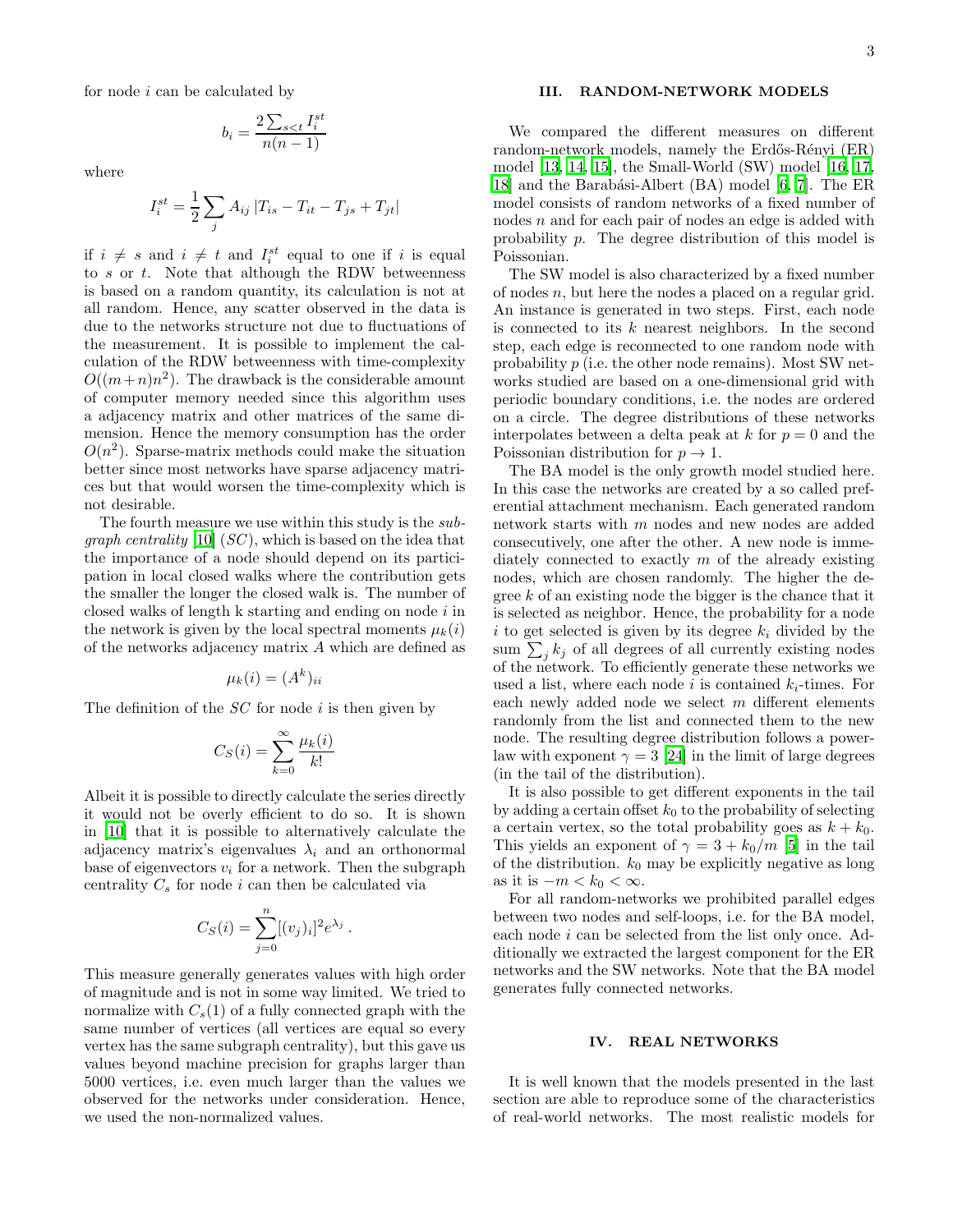for node $i$ can be calculated by

$$b_i = \frac{2\sum_{s<t} I_i^{st}}{n(n-1)}$$

where

$$I_i^{st} = \frac{1}{2}\sum_j A_{ij}\,|T_{is} - T_{it} - T_{js} + T_{jt}|$$

if $i \neq s$ and $i \neq t$ and $I_i^{st}$ equal to one if $i$ is equal to $s$ or $t$. Note that although the RDW betweenness is based on a random quantity, its calculation is not at all random. Hence, any scatter observed in the data is due to the networks structure not due to fluctuations of the measurement. It is possible to implement the calculation of the RDW betweenness with time-complexity $O((m+n)n^2)$. The drawback is the considerable amount of computer memory needed since this algorithm uses a adjacency matrix and other matrices of the same dimension. Hence the memory consumption has the order $O(n^2)$. Sparse-matrix methods could make the situation better since most networks have sparse adjacency matrices but that would worsen the time-complexity which is not desirable.

The fourth measure we use within this study is the *subgraph centrality* [10] (*SC*), which is based on the idea that the importance of a node should depend on its participation in local closed walks where the contribution gets the smaller the longer the closed walk is. The number of closed walks of length k starting and ending on node $i$ in the network is given by the local spectral moments $\mu_k(i)$ of the networks adjacency matrix $A$ which are defined as

$$\mu_k(i) = (A^k)_{ii}$$

The definition of the *SC* for node $i$ is then given by

$$C_S(i) = \sum_{k=0}^{\infty} \frac{\mu_k(i)}{k!}$$

Albeit it is possible to directly calculate the series directly it would not be overly efficient to do so. It is shown in [10] that it is possible to alternatively calculate the adjacency matrix's eigenvalues $\lambda_i$ and an orthonormal base of eigenvectors $v_i$ for a network. Then the subgraph centrality $C_s$ for node $i$ can then be calculated via

$$C_S(i) = \sum_{j=0}^{n} [(v_j)_i]^2 e^{\lambda_j}\,.$$

This measure generally generates values with high order of magnitude and is not in some way limited. We tried to normalize with $C_s(1)$ of a fully connected graph with the same number of vertices (all vertices are equal so every vertex has the same subgraph centrality), but this gave us values beyond machine precision for graphs larger than 5000 vertices, i.e. even much larger than the values we observed for the networks under consideration. Hence, we used the non-normalized values.

## III. RANDOM-NETWORK MODELS

We compared the different measures on different random-network models, namely the Erdős-Rényi (ER) model [13, 14, 15], the Small-World (SW) model [16, 17, 18] and the Barabási-Albert (BA) model [6, 7]. The ER model consists of random networks of a fixed number of nodes $n$ and for each pair of nodes an edge is added with probability $p$. The degree distribution of this model is Poissonian.

The SW model is also characterized by a fixed number of nodes $n$, but here the nodes a placed on a regular grid. An instance is generated in two steps. First, each node is connected to its $k$ nearest neighbors. In the second step, each edge is reconnected to one random node with probability $p$ (i.e. the other node remains). Most SW networks studied are based on a one-dimensional grid with periodic boundary conditions, i.e. the nodes are ordered on a circle. The degree distributions of these networks interpolates between a delta peak at $k$ for $p = 0$ and the Poissonian distribution for $p \to 1$.

The BA model is the only growth model studied here. In this case the networks are created by a so called preferential attachment mechanism. Each generated random network starts with $m$ nodes and new nodes are added consecutively, one after the other. A new node is immediately connected to exactly $m$ of the already existing nodes, which are chosen randomly. The higher the degree $k$ of an existing node the bigger is the chance that it is selected as neighbor. Hence, the probability for a node $i$ to get selected is given by its degree $k_i$ divided by the sum $\sum_j k_j$ of all degrees of all currently existing nodes of the network. To efficiently generate these networks we used a list, where each node $i$ is contained $k_i$-times. For each newly added node we select $m$ different elements randomly from the list and connected them to the new node. The resulting degree distribution follows a power-law with exponent $\gamma = 3$ [24] in the limit of large degrees (in the tail of the distribution).

It is also possible to get different exponents in the tail by adding a certain offset $k_0$ to the probability of selecting a certain vertex, so the total probability goes as $k + k_0$. This yields an exponent of $\gamma = 3 + k_0/m$ [5] in the tail of the distribution. $k_0$ may be explicitly negative as long as it is $-m < k_0 < \infty$.

For all random-networks we prohibited parallel edges between two nodes and self-loops, i.e. for the BA model, each node $i$ can be selected from the list only once. Additionally we extracted the largest component for the ER networks and the SW networks. Note that the BA model generates fully connected networks.

## IV. REAL NETWORKS

It is well known that the models presented in the last section are able to reproduce some of the characteristics of real-world networks. The most realistic models for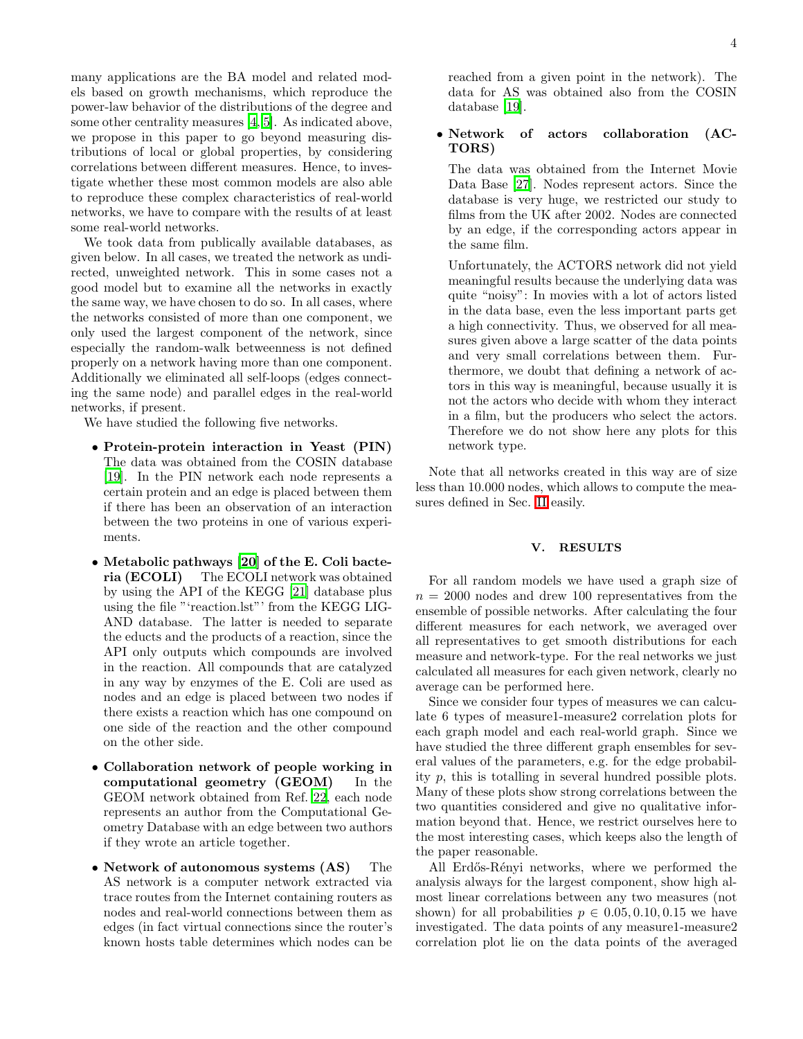many applications are the BA model and related models based on growth mechanisms, which reproduce the power-law behavior of the distributions of the degree and some other centrality measures [4,5]. As indicated above, we propose in this paper to go beyond measuring distributions of local or global properties, by considering correlations between different measures. Hence, to investigate whether these most common models are also able to reproduce these complex characteristics of real-world networks, we have to compare with the results of at least some real-world networks.

We took data from publically available databases, as given below. In all cases, we treated the network as undirected, unweighted network. This in some cases not a good model but to examine all the networks in exactly the same way, we have chosen to do so. In all cases, where the networks consisted of more than one component, we only used the largest component of the network, since especially the random-walk betweenness is not defined properly on a network having more than one component. Additionally we eliminated all self-loops (edges connecting the same node) and parallel edges in the real-world networks, if present.

We have studied the following five networks.

- **Protein-protein interaction in Yeast (PIN)** The data was obtained from the COSIN database [19]. In the PIN network each node represents a certain protein and an edge is placed between them if there has been an observation of an interaction between the two proteins in one of various experiments.

- **Metabolic pathways [20] of the E. Coli bacteria (ECOLI)** The ECOLI network was obtained by using the API of the KEGG [21] database plus using the file "'reaction.lst"' from the KEGG LIGAND database. The latter is needed to separate the educts and the products of a reaction, since the API only outputs which compounds are involved in the reaction. All compounds that are catalyzed in any way by enzymes of the E. Coli are used as nodes and an edge is placed between two nodes if there exists a reaction which has one compound on one side of the reaction and the other compound on the other side.

- **Collaboration network of people working in computational geometry (GEOM)** In the GEOM network obtained from Ref. [22], each node represents an author from the Computational Geometry Database with an edge between two authors if they wrote an article together.

- **Network of autonomous systems (AS)** The AS network is a computer network extracted via trace routes from the Internet containing routers as nodes and real-world connections between them as edges (in fact virtual connections since the router's known hosts table determines which nodes can be reached from a given point in the network). The data for AS was obtained also from the COSIN database [19].

- **Network of actors collaboration (ACTORS)**

  The data was obtained from the Internet Movie Data Base [27]. Nodes represent actors. Since the database is very huge, we restricted our study to films from the UK after 2002. Nodes are connected by an edge, if the corresponding actors appear in the same film.

  Unfortunately, the ACTORS network did not yield meaningful results because the underlying data was quite "noisy": In movies with a lot of actors listed in the data base, even the less important parts get a high connectivity. Thus, we observed for all measures given above a large scatter of the data points and very small correlations between them. Furthermore, we doubt that defining a network of actors in this way is meaningful, because usually it is not the actors who decide with whom they interact in a film, but the producers who select the actors. Therefore we do not show here any plots for this network type.

Note that all networks created in this way are of size less than 10.000 nodes, which allows to compute the measures defined in Sec. II easily.

## V. RESULTS

For all random models we have used a graph size of $n = 2000$ nodes and drew 100 representatives from the ensemble of possible networks. After calculating the four different measures for each network, we averaged over all representatives to get smooth distributions for each measure and network-type. For the real networks we just calculated all measures for each given network, clearly no average can be performed here.

Since we consider four types of measures we can calculate 6 types of measure1-measure2 correlation plots for each graph model and each real-world graph. Since we have studied the three different graph ensembles for several values of the parameters, e.g. for the edge probability $p$, this is totalling in several hundred possible plots. Many of these plots show strong correlations between the two quantities considered and give no qualitative information beyond that. Hence, we restrict ourselves here to the most interesting cases, which keeps also the length of the paper reasonable.

All Erdős-Rényi networks, where we performed the analysis always for the largest component, show high almost linear correlations between any two measures (not shown) for all probabilities $p \in 0.05, 0.10, 0.15$ we have investigated. The data points of any measure1-measure2 correlation plot lie on the data points of the averaged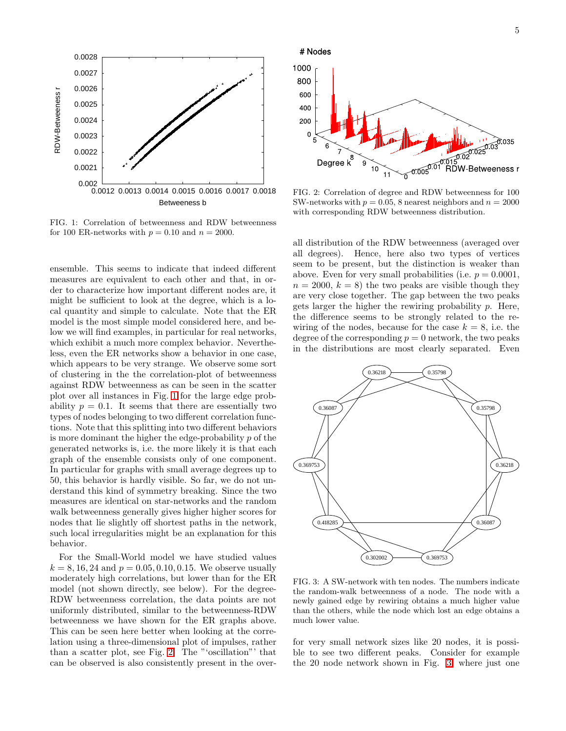FIG. 1: Correlation of betweenness and RDW betweenness for 100 ER-networks with $p = 0.10$ and $n = 2000$.

ensemble. This seems to indicate that indeed different measures are equivalent to each other and that, in order to characterize how important different nodes are, it might be sufficient to look at the degree, which is a local quantity and simple to calculate. Note that the ER model is the most simple model considered here, and below we will find examples, in particular for real networks, which exhibit a much more complex behavior. Nevertheless, even the ER networks show a behavior in one case, which appears to be very strange. We observe some sort of clustering in the the correlation-plot of betweenness against RDW betweenness as can be seen in the scatter plot over all instances in Fig. 1 for the large edge probability $p = 0.1$. It seems that there are essentially two types of nodes belonging to two different correlation functions. Note that this splitting into two different behaviors is more dominant the higher the edge-probability $p$ of the generated networks is, i.e. the more likely it is that each graph of the ensemble consists only of one component. In particular for graphs with small average degrees up to 50, this behavior is hardly visible. So far, we do not understand this kind of symmetry breaking. Since the two measures are identical on star-networks and the random walk betweenness generally gives higher higher scores for nodes that lie slightly off shortest paths in the network, such local irregularities might be an explanation for this behavior.

For the Small-World model we have studied values $k = 8, 16, 24$ and $p = 0.05, 0.10, 0.15$. We observe usually moderately high correlations, but lower than for the ER model (not shown directly, see below). For the degree-RDW betweenness correlation, the data points are not uniformly distributed, similar to the betweenness-RDW betweenness we have shown for the ER graphs above. This can be seen here better when looking at the correlation using a three-dimensional plot of impulses, rather than a scatter plot, see Fig. 2. The "'oscillation"' that can be observed is also consistently present in the overall distribution of the RDW betweenness (averaged over all degrees). Hence, here also two types of vertices seem to be present, but the distinction is weaker than above. Even for very small probabilities (i.e. $p = 0.0001$, $n = 2000$, $k = 8$) the two peaks are visible though they are very close together. The gap between the two peaks gets larger the higher the rewiring probability $p$. Here, the difference seems to be strongly related to the rewiring of the nodes, because for the case $k = 8$, i.e. the degree of the corresponding $p = 0$ network, the two peaks in the distributions are most clearly separated. Even for very small network sizes like 20 nodes, it is possible to see two different peaks. Consider for example the 20 node network shown in Fig. 3 where just one

FIG. 2: Correlation of degree and RDW betweenness for 100 SW-networks with $p = 0.05$, 8 nearest neighbors and $n = 2000$ with corresponding RDW betweenness distribution.

FIG. 3: A SW-network with ten nodes. The numbers indicate the random-walk betweenness of a node. The node with a newly gained edge by rewiring obtains a much higher value than the others, while the node which lost an edge obtains a much lower value.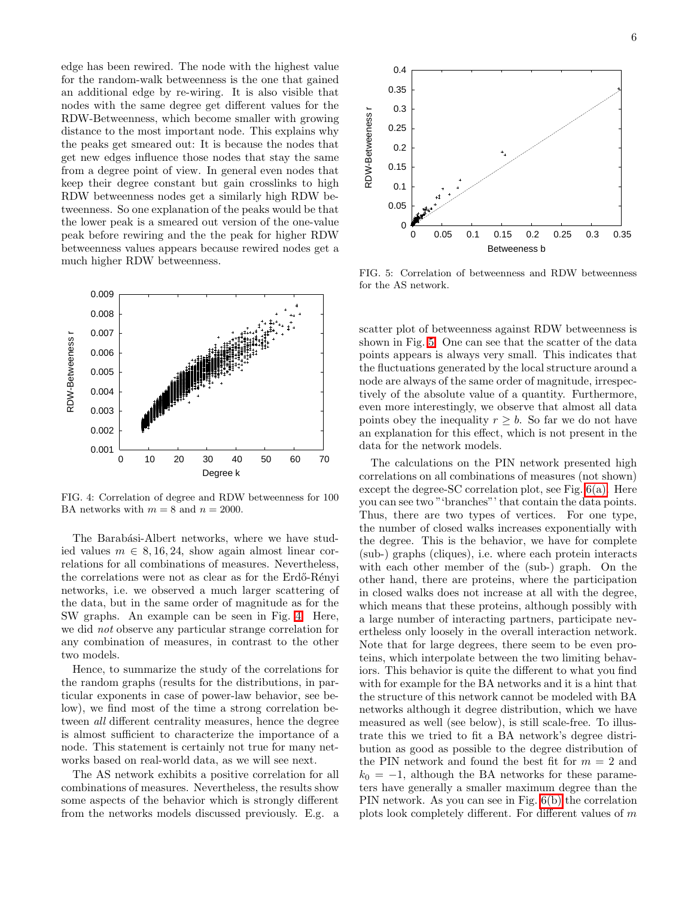edge has been rewired. The node with the highest value for the random-walk betweenness is the one that gained an additional edge by re-wiring. It is also visible that nodes with the same degree get different values for the RDW-Betweenness, which become smaller with growing distance to the most important node. This explains why the peaks get smeared out: It is because the nodes that get new edges influence those nodes that stay the same from a degree point of view. In general even nodes that keep their degree constant but gain crosslinks to high RDW betweenness nodes get a similarly high RDW betweenness. So one explanation of the peaks would be that the lower peak is a smeared out version of the one-value peak before rewiring and the the peak for higher RDW betweenness values appears because rewired nodes get a much higher RDW betweenness.

FIG. 4: Correlation of degree and RDW betweenness for 100 BA networks with $m = 8$ and $n = 2000$.

The Barabási-Albert networks, where we have studied values $m \in 8, 16, 24$, show again almost linear correlations for all combinations of measures. Nevertheless, the correlations were not as clear as for the Erdős-Rényi networks, i.e. we observed a much larger scattering of the data, but in the same order of magnitude as for the SW graphs. An example can be seen in Fig. 4. Here, we did *not* observe any particular strange correlation for any combination of measures, in contrast to the other two models.

Hence, to summarize the study of the correlations for the random graphs (results for the distributions, in particular exponents in case of power-law behavior, see below), we find most of the time a strong correlation between *all* different centrality measures, hence the degree is almost sufficient to characterize the importance of a node. This statement is certainly not true for many networks based on real-world data, as we will see next.

The AS network exhibits a positive correlation for all combinations of measures. Nevertheless, the results show some aspects of the behavior which is strongly different from the networks models discussed previously. E.g. a scatter plot of betweenness against RDW betweenness is shown in Fig. 5. One can see that the scatter of the data points appears is always very small. This indicates that the fluctuations generated by the local structure around a node are always of the same order of magnitude, irrespectively of the absolute value of a quantity. Furthermore, even more interestingly, we observe that almost all data points obey the inequality $r \geq b$. So far we do not have an explanation for this effect, which is not present in the data for the network models.

FIG. 5: Correlation of betweenness and RDW betweenness for the AS network.

The calculations on the PIN network presented high correlations on all combinations of measures (not shown) except the degree-SC correlation plot, see Fig. 6(a). Here you can see two "'branches"' that contain the data points. Thus, there are two types of vertices. For one type, the number of closed walks increases exponentially with the degree. This is the behavior, we have for complete (sub-) graphs (cliques), i.e. where each protein interacts with each other member of the (sub-) graph. On the other hand, there are proteins, where the participation in closed walks does not increase at all with the degree, which means that these proteins, although possibly with a large number of interacting partners, participate nevertheless only loosely in the overall interaction network. Note that for large degrees, there seem to be even proteins, which interpolate between the two limiting behaviors. This behavior is quite the different to what you find with for example for the BA networks and it is a hint that the structure of this network cannot be modeled with BA networks although it degree distribution, which we have measured as well (see below), is still scale-free. To illustrate this we tried to fit a BA network's degree distribution as good as possible to the degree distribution of the PIN network and found the best fit for $m = 2$ and $k_0 = -1$, although the BA networks for these parameters have generally a smaller maximum degree than the PIN network. As you can see in Fig. 6(b) the correlation plots look completely different. For different values of $m$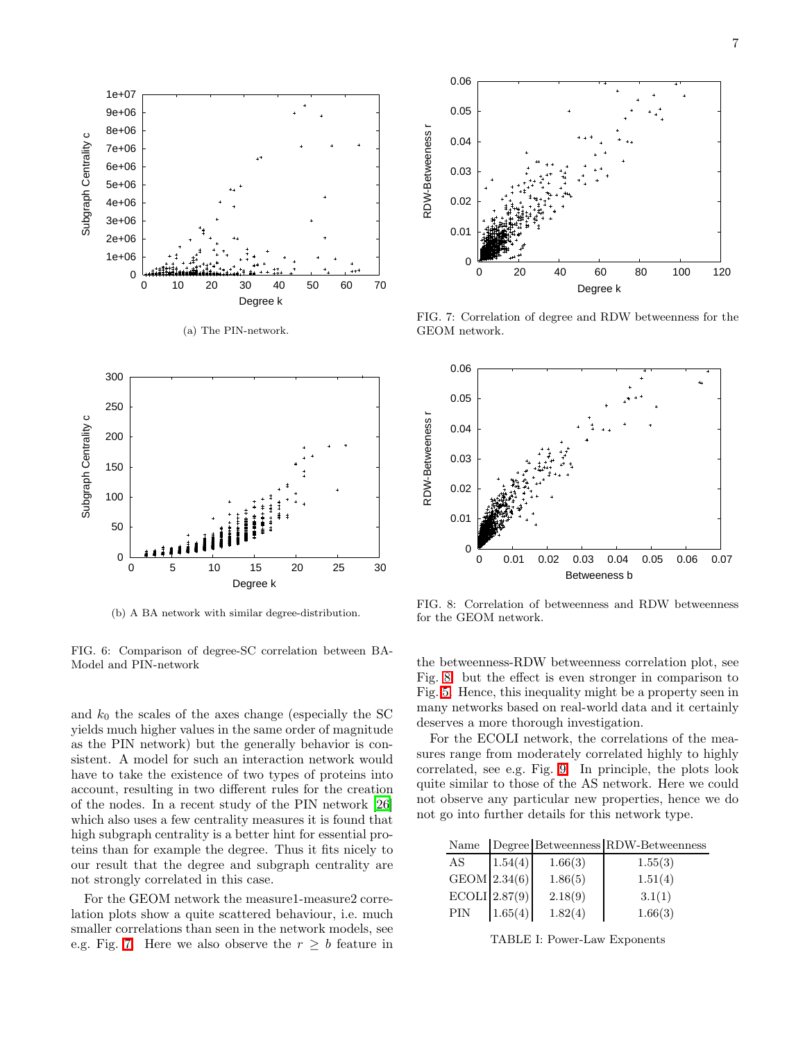(a) The PIN-network.

(b) A BA network with similar degree-distribution.

FIG. 6: Comparison of degree-SC correlation between BA-Model and PIN-network

FIG. 7: Correlation of degree and RDW betweenness for the GEOM network.

FIG. 8: Correlation of betweenness and RDW betweenness for the GEOM network.

and $k_0$ the scales of the axes change (especially the SC yields much higher values in the same order of magnitude as the PIN network) but the generally behavior is consistent. A model for such an interaction network would have to take the existence of two types of proteins into account, resulting in two different rules for the creation of the nodes. In a recent study of the PIN network [26] which also uses a few centrality measures it is found that high subgraph centrality is a better hint for essential proteins than for example the degree. Thus it fits nicely to our result that the degree and subgraph centrality are not strongly correlated in this case.

For the GEOM network the measure1-measure2 correlation plots show a quite scattered behaviour, i.e. much smaller correlations than seen in the network models, see e.g. Fig. 7. Here we also observe the $r \geq b$ feature in the betweenness-RDW betweenness correlation plot, see Fig. 8 but the effect is even stronger in comparison to Fig. 5. Hence, this inequality might be a property seen in many networks based on real-world data and it certainly deserves a more thorough investigation.

For the ECOLI network, the correlations of the measures range from moderately correlated highly to highly correlated, see e.g. Fig. 9. In principle, the plots look quite similar to those of the AS network. Here we could not observe any particular new properties, hence we do not go into further details for this network type.

| Name | Degree | Betweenness | RDW-Betweenness |
|---|---|---|---|
| AS | 1.54(4) | 1.66(3) | 1.55(3) |
| GEOM | 2.34(6) | 1.86(5) | 1.51(4) |
| ECOLI | 2.87(9) | 2.18(9) | 3.1(1) |
| PIN | 1.65(4) | 1.82(4) | 1.66(3) |

TABLE I: Power-Law Exponents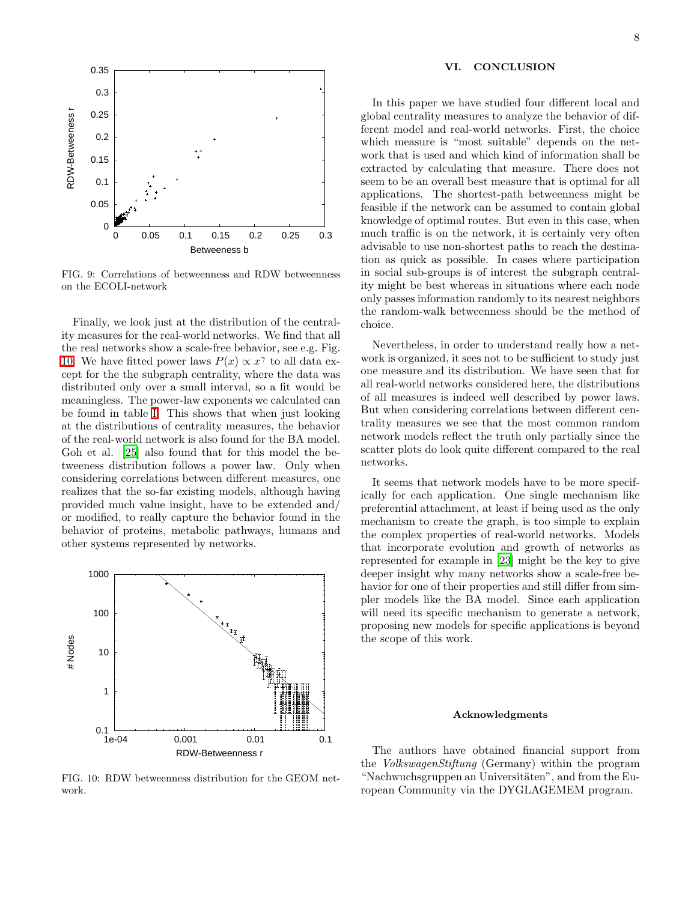FIG. 9: Correlations of betweenness and RDW betweenness on the ECOLI-network

Finally, we look just at the distribution of the centrality measures for the real-world networks. We find that all the real networks show a scale-free behavior, see e.g. Fig. 10. We have fitted power laws $P(x) \propto x^{\gamma}$ to all data except for the the subgraph centrality, where the data was distributed only over a small interval, so a fit would be meaningless. The power-law exponents we calculated can be found in table I. This shows that when just looking at the distributions of centrality measures, the behavior of the real-world network is also found for the BA model. Goh et al. [25] also found that for this model the betweeness distribution follows a power law. Only when considering correlations between different measures, one realizes that the so-far existing models, although having provided much value insight, have to be extended and/ or modified, to really capture the behavior found in the behavior of proteins, metabolic pathways, humans and other systems represented by networks.

FIG. 10: RDW betweenness distribution for the GEOM network.

## VI. CONCLUSION

In this paper we have studied four different local and global centrality measures to analyze the behavior of different model and real-world networks. First, the choice which measure is "most suitable" depends on the network that is used and which kind of information shall be extracted by calculating that measure. There does not seem to be an overall best measure that is optimal for all applications. The shortest-path betweenness might be feasible if the network can be assumed to contain global knowledge of optimal routes. But even in this case, when much traffic is on the network, it is certainly very often advisable to use non-shortest paths to reach the destination as quick as possible. In cases where participation in social sub-groups is of interest the subgraph centrality might be best whereas in situations where each node only passes information randomly to its nearest neighbors the random-walk betweenness should be the method of choice.

Nevertheless, in order to understand really how a network is organized, it sees not to be sufficient to study just one measure and its distribution. We have seen that for all real-world networks considered here, the distributions of all measures is indeed well described by power laws. But when considering correlations between different centrality measures we see that the most common random network models reflect the truth only partially since the scatter plots do look quite different compared to the real networks.

It seems that network models have to be more specifically for each application. One single mechanism like preferential attachment, at least if being used as the only mechanism to create the graph, is too simple to explain the complex properties of real-world networks. Models that incorporate evolution and growth of networks as represented for example in [23] might be the key to give deeper insight why many networks show a scale-free behavior for one of their properties and still differ from simpler models like the BA model. Since each application will need its specific mechanism to generate a network, proposing new models for specific applications is beyond the scope of this work.

### Acknowledgments

The authors have obtained financial support from the *VolkswagenStiftung* (Germany) within the program "Nachwuchsgruppen an Universitäten", and from the European Community via the DYGLAGEMEM program.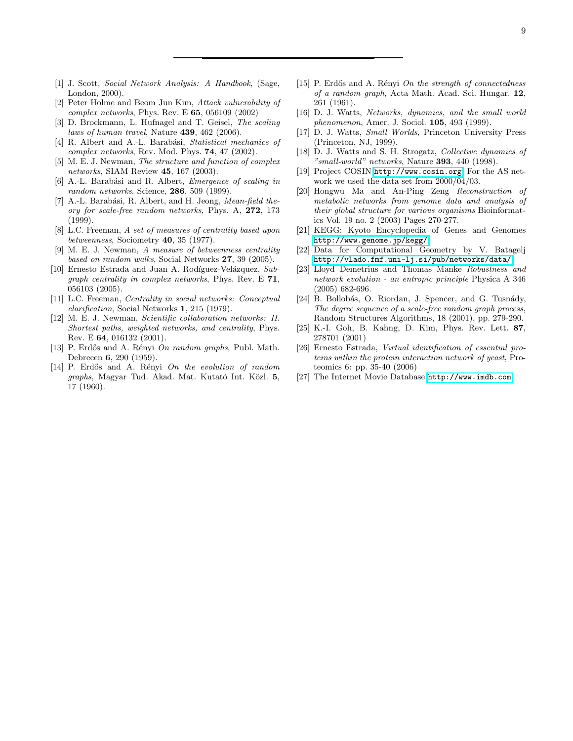[1] J. Scott, *Social Network Analysis: A Handbook*, (Sage, London, 2000).

[2] Peter Holme and Beom Jun Kim, *Attack vulnerability of complex networks*, Phys. Rev. E **65**, 056109 (2002)

[3] D. Brockmann, L. Hufnagel and T. Geisel, *The scaling laws of human travel*, Nature **439**, 462 (2006).

[4] R. Albert and A.-L. Barabási, *Statistical mechanics of complex networks*, Rev. Mod. Phys. **74**, 47 (2002).

[5] M. E. J. Newman, *The structure and function of complex networks*, SIAM Review **45**, 167 (2003).

[6] A.-L. Barabási and R. Albert, *Emergence of scaling in random networks*, Science, **286**, 509 (1999).

[7] A.-L. Barabási, R. Albert, and H. Jeong, *Mean-field theory for scale-free random networks*, Phys. A, **272**, 173 (1999).

[8] L.C. Freeman, *A set of measures of centrality based upon betweenness*, Sociometry **40**, 35 (1977).

[9] M. E. J. Newman, *A measure of betweenness centrality based on random walks*, Social Networks **27**, 39 (2005).

[10] Ernesto Estrada and Juan A. Rodíguez-Velázquez, *Subgraph centrality in complex networks*, Phys. Rev. E **71**, 056103 (2005).

[11] L.C. Freeman, *Centrality in social networks: Conceptual clarification*, Social Networks **1**, 215 (1979).

[12] M. E. J. Newman, *Scientific collaboration networks: II. Shortest paths, weighted networks, and centrality*, Phys. Rev. E **64**, 016132 (2001).

[13] P. Erdős and A. Rényi *On random graphs*, Publ. Math. Debrecen **6**, 290 (1959).

[14] P. Erdős and A. Rényi *On the evolution of random graphs*, Magyar Tud. Akad. Mat. Kutató Int. Közl. **5**, 17 (1960).

[15] P. Erdős and A. Rényi *On the strength of connectedness of a random graph*, Acta Math. Acad. Sci. Hungar. **12**, 261 (1961).

[16] D. J. Watts, *Networks, dynamics, and the small world phenomenon*, Amer. J. Sociol. **105**, 493 (1999).

[17] D. J. Watts, *Small Worlds*, Princeton University Press (Princeton, NJ, 1999).

[18] D. J. Watts and S. H. Strogatz, *Collective dynamics of "small-world" networks*, Nature **393**, 440 (1998).

[19] Project COSIN http://www.cosin.org. For the AS network we used the data set from 2000/04/03.

[20] Hongwu Ma and An-Ping Zeng *Reconstruction of metabolic networks from genome data and analysis of their global structure for various organisms* Bioinformatics Vol. 19 no. 2 (2003) Pages 270-277.

[21] KEGG: Kyoto Encyclopedia of Genes and Genomes http://www.genome.jp/kegg/

[22] Data for Computational Geometry by V. Batagelj http://vlado.fmf.uni-lj.si/pub/networks/data/

[23] Lloyd Demetrius and Thomas Manke *Robustness and network evolution - an entropic principle* Physica A 346 (2005) 682-696.

[24] B. Bollobás, O. Riordan, J. Spencer, and G. Tusnády, *The degree sequence of a scale-free random graph process*, Random Structures Algorithms, 18 (2001), pp. 279-290.

[25] K.-I. Goh, B. Kahng, D. Kim, Phys. Rev. Lett. **87**, 278701 (2001)

[26] Ernesto Estrada, *Virtual identification of essential proteins within the protein interaction network of yeast*, Proteomics 6: pp. 35-40 (2006)

[27] The Internet Movie Database http://www.imdb.com